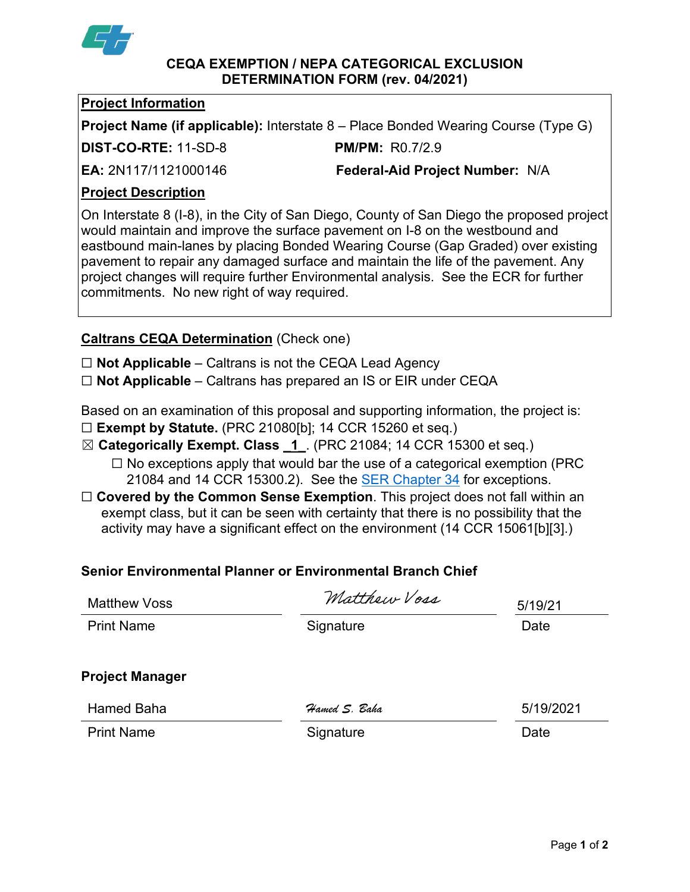# CEQA EXEMPTION / NEPA CATEGORICAL EXCLUSION DETERMINATION FORM (rev. 04/2021)

## Project Information

**Project Name (if applicable):** Interstate 8 – Place Bonded Wearing Course (Type G)

**DIST-CO-RTE:** 11-SD-8 **PM/PM:** R0.7/2.9

**EA:** 2N117/1121000146 **Federal-Aid Project Number:** N/A

## Project Description

On Interstate 8 (I-8), in the City of San Diego, County of San Diego the proposed project would maintain and improve the surface pavement on I-8 on the westbound and eastbound main-lanes by placing Bonded Wearing Course (Gap Graded) over existing pavement to repair any damaged surface and maintain the life of the pavement. Any project changes will require further Environmental analysis. See the ECR for further commitments. No new right of way required.

## Caltrans CEQA Determination (Check one)

☐ **Not Applicable** – Caltrans is not the CEQA Lead Agency

☐ **Not Applicable** – Caltrans has prepared an IS or EIR under CEQA

Based on an examination of this proposal and supporting information, the project is:

☐ **Exempt by Statute.** (PRC 21080[b]; 14 CCR 15260 et seq.)

☒ **Categorically Exempt. Class 1.** (PRC 21084; 14 CCR 15300 et seq.)

☐ No exceptions apply that would bar the use of a categorical exemption (PRC 21084 and 14 CCR 15300.2). See the SER Chapter 34 for exceptions.

☐ **Covered by the Common Sense Exemption**. This project does not fall within an exempt class, but it can be seen with certainty that there is no possibility that the activity may have a significant effect on the environment (14 CCR 15061[b][3].)

### Senior Environmental Planner or Environmental Branch Chief

| Matthew Voss | *Matthew Voss* | 5/19/21 |
|---|---|---|
| Print Name | Signature | Date |

### Project Manager

| Hamed Baha | *Hamed S. Baha* | 5/19/2021 |
|---|---|---|
| Print Name | Signature | Date |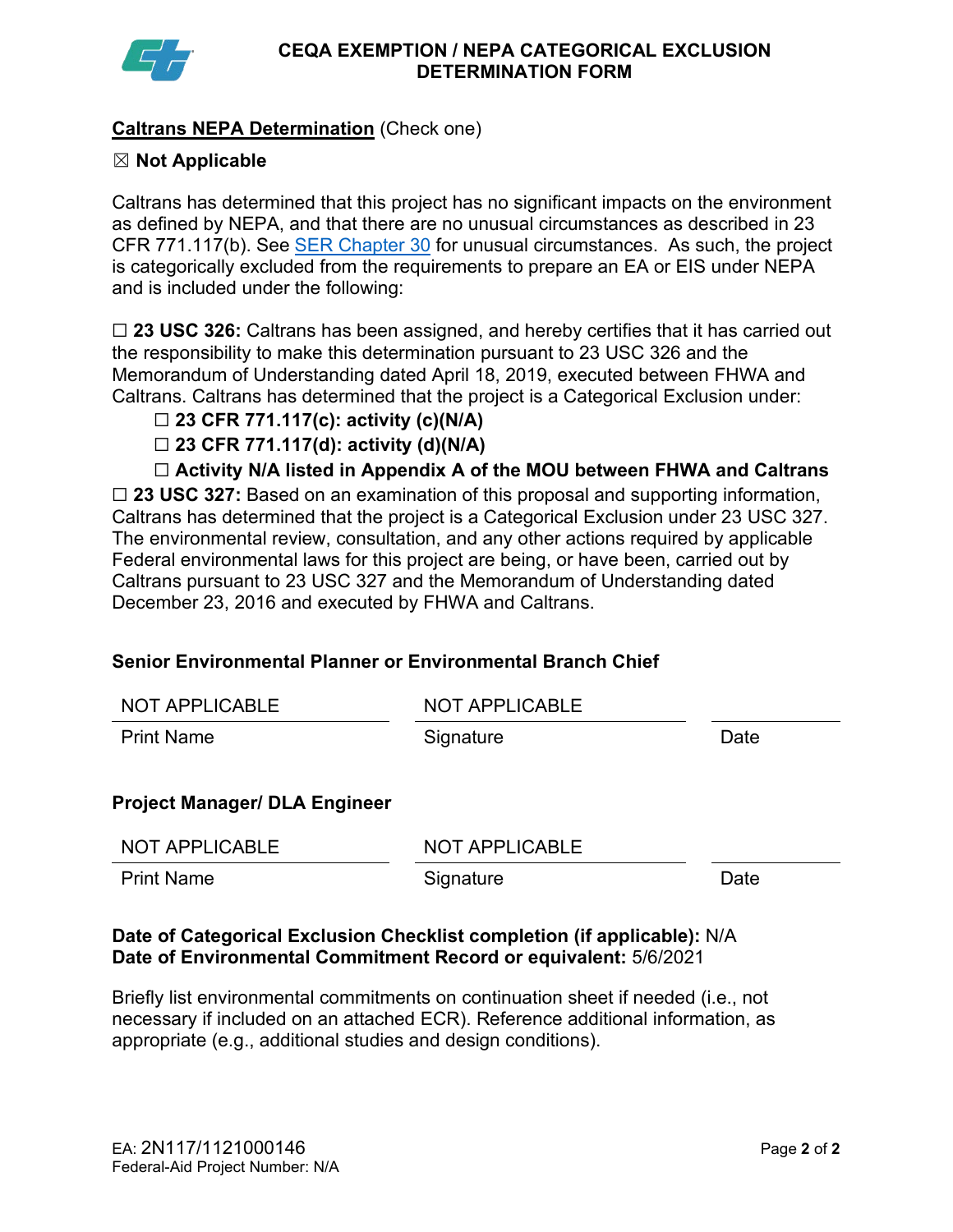# CEQA EXEMPTION / NEPA CATEGORICAL EXCLUSION DETERMINATION FORM

**Caltrans NEPA Determination** (Check one)

☒ **Not Applicable**

Caltrans has determined that this project has no significant impacts on the environment as defined by NEPA, and that there are no unusual circumstances as described in 23 CFR 771.117(b). See SER Chapter 30 for unusual circumstances. As such, the project is categorically excluded from the requirements to prepare an EA or EIS under NEPA and is included under the following:

☐ **23 USC 326:** Caltrans has been assigned, and hereby certifies that it has carried out the responsibility to make this determination pursuant to 23 USC 326 and the Memorandum of Understanding dated April 18, 2019, executed between FHWA and Caltrans. Caltrans has determined that the project is a Categorical Exclusion under:

- ☐ **23 CFR 771.117(c): activity (c)(N/A)**
- ☐ **23 CFR 771.117(d): activity (d)(N/A)**
- ☐ **Activity N/A listed in Appendix A of the MOU between FHWA and Caltrans**

☐ **23 USC 327:** Based on an examination of this proposal and supporting information, Caltrans has determined that the project is a Categorical Exclusion under 23 USC 327. The environmental review, consultation, and any other actions required by applicable Federal environmental laws for this project are being, or have been, carried out by Caltrans pursuant to 23 USC 327 and the Memorandum of Understanding dated December 23, 2016 and executed by FHWA and Caltrans.

**Senior Environmental Planner or Environmental Branch Chief**

| NOT APPLICABLE | NOT APPLICABLE | |
|---|---|---|
| Print Name | Signature | Date |

**Project Manager/ DLA Engineer**

| NOT APPLICABLE | NOT APPLICABLE | |
|---|---|---|
| Print Name | Signature | Date |

**Date of Categorical Exclusion Checklist completion (if applicable):** N/A
**Date of Environmental Commitment Record or equivalent:** 5/6/2021

Briefly list environmental commitments on continuation sheet if needed (i.e., not necessary if included on an attached ECR). Reference additional information, as appropriate (e.g., additional studies and design conditions).

EA: 2N117/1121000146
Federal-Aid Project Number: N/A